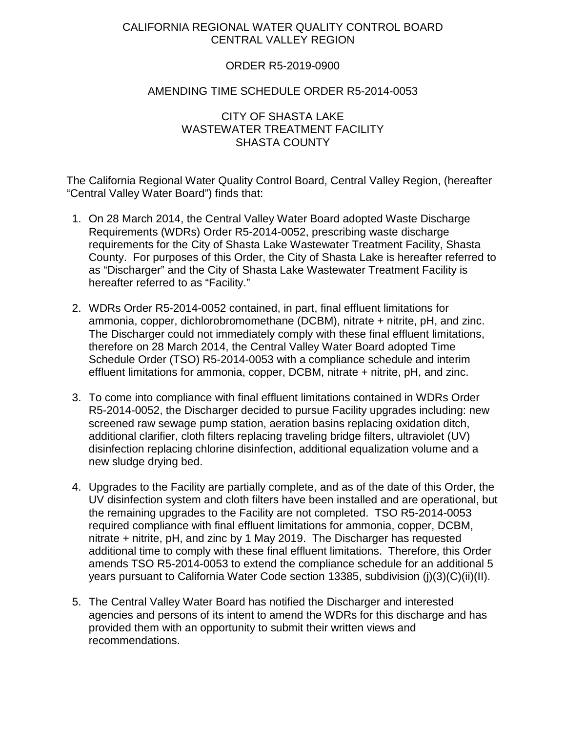CALIFORNIA REGIONAL WATER QUALITY CONTROL BOARD
CENTRAL VALLEY REGION

ORDER R5-2019-0900

AMENDING TIME SCHEDULE ORDER R5-2014-0053

CITY OF SHASTA LAKE
WASTEWATER TREATMENT FACILITY
SHASTA COUNTY

The California Regional Water Quality Control Board, Central Valley Region, (hereafter "Central Valley Water Board") finds that:

1. On 28 March 2014, the Central Valley Water Board adopted Waste Discharge Requirements (WDRs) Order R5-2014-0052, prescribing waste discharge requirements for the City of Shasta Lake Wastewater Treatment Facility, Shasta County. For purposes of this Order, the City of Shasta Lake is hereafter referred to as "Discharger" and the City of Shasta Lake Wastewater Treatment Facility is hereafter referred to as "Facility."

2. WDRs Order R5-2014-0052 contained, in part, final effluent limitations for ammonia, copper, dichlorobromomethane (DCBM), nitrate + nitrite, pH, and zinc. The Discharger could not immediately comply with these final effluent limitations, therefore on 28 March 2014, the Central Valley Water Board adopted Time Schedule Order (TSO) R5-2014-0053 with a compliance schedule and interim effluent limitations for ammonia, copper, DCBM, nitrate + nitrite, pH, and zinc.

3. To come into compliance with final effluent limitations contained in WDRs Order R5-2014-0052, the Discharger decided to pursue Facility upgrades including: new screened raw sewage pump station, aeration basins replacing oxidation ditch, additional clarifier, cloth filters replacing traveling bridge filters, ultraviolet (UV) disinfection replacing chlorine disinfection, additional equalization volume and a new sludge drying bed.

4. Upgrades to the Facility are partially complete, and as of the date of this Order, the UV disinfection system and cloth filters have been installed and are operational, but the remaining upgrades to the Facility are not completed. TSO R5-2014-0053 required compliance with final effluent limitations for ammonia, copper, DCBM, nitrate + nitrite, pH, and zinc by 1 May 2019. The Discharger has requested additional time to comply with these final effluent limitations. Therefore, this Order amends TSO R5-2014-0053 to extend the compliance schedule for an additional 5 years pursuant to California Water Code section 13385, subdivision (j)(3)(C)(ii)(II).

5. The Central Valley Water Board has notified the Discharger and interested agencies and persons of its intent to amend the WDRs for this discharge and has provided them with an opportunity to submit their written views and recommendations.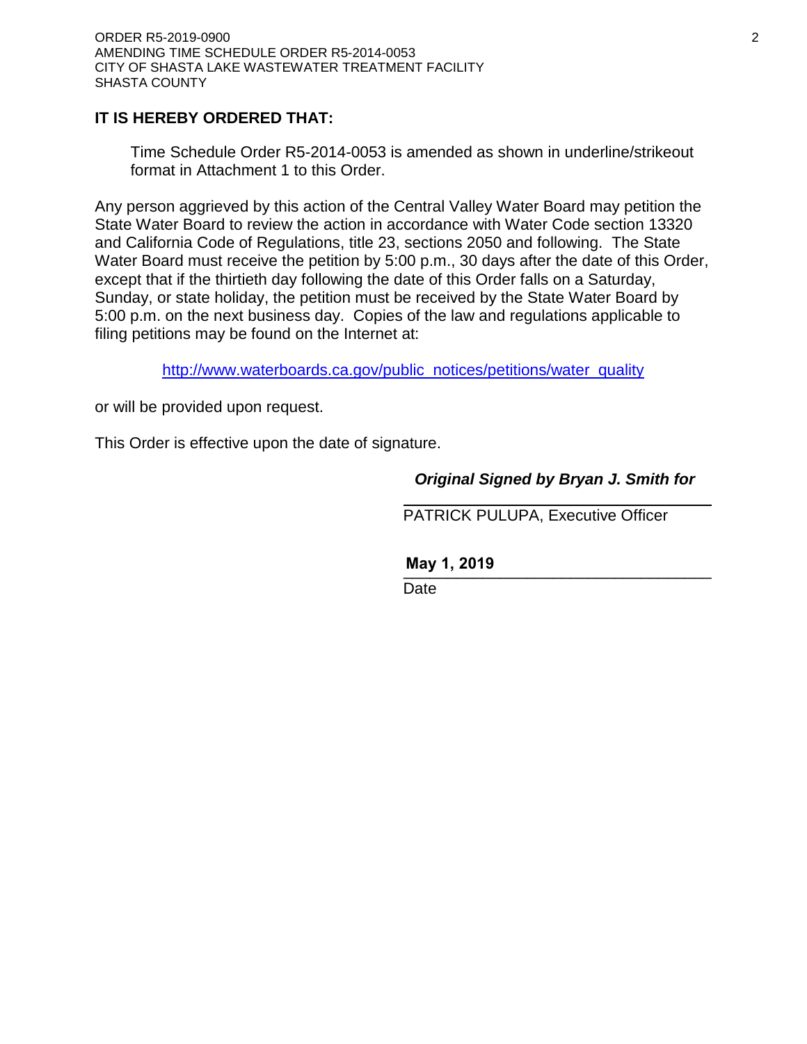**IT IS HEREBY ORDERED THAT:**

Time Schedule Order R5-2014-0053 is amended as shown in underline/strikeout format in Attachment 1 to this Order.

Any person aggrieved by this action of the Central Valley Water Board may petition the State Water Board to review the action in accordance with Water Code section 13320 and California Code of Regulations, title 23, sections 2050 and following. The State Water Board must receive the petition by 5:00 p.m., 30 days after the date of this Order, except that if the thirtieth day following the date of this Order falls on a Saturday, Sunday, or state holiday, the petition must be received by the State Water Board by 5:00 p.m. on the next business day. Copies of the law and regulations applicable to filing petitions may be found on the Internet at:

http://www.waterboards.ca.gov/public_notices/petitions/water_quality

or will be provided upon request.

This Order is effective upon the date of signature.

***Original Signed by Bryan J. Smith for***

PATRICK PULUPA, Executive Officer

**May 1, 2019**

Date